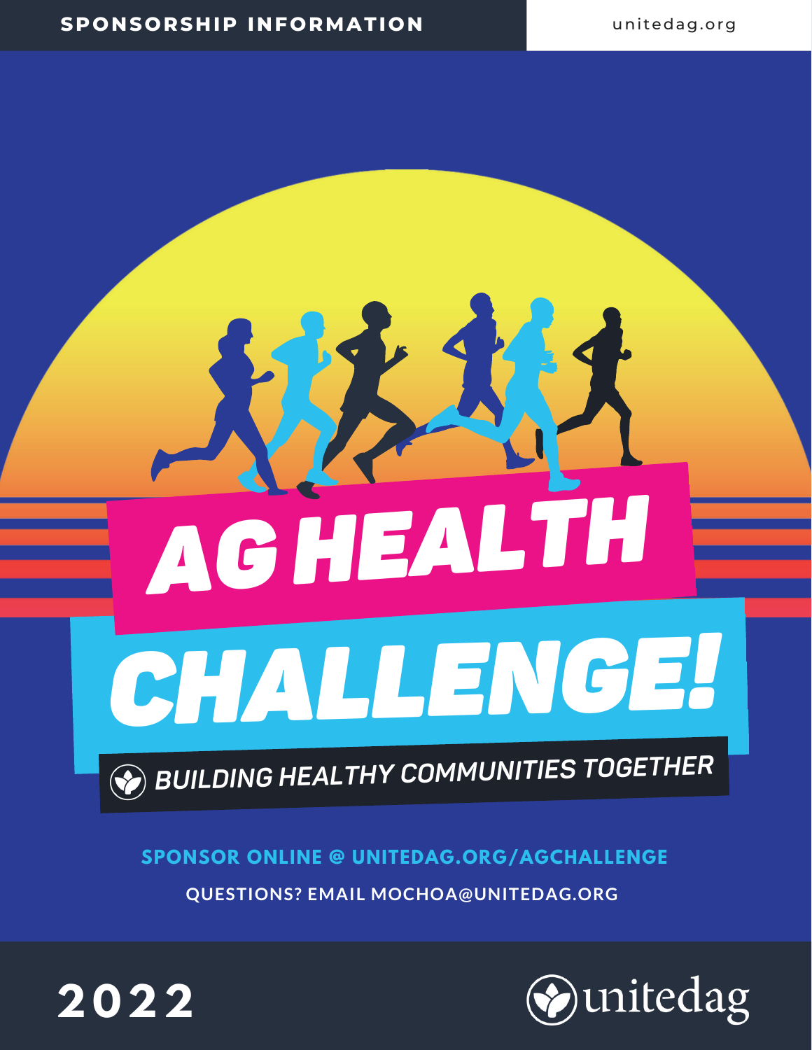**SPONSORSHIP INFORMATION**

unitedag.org

# AG HEALTH CHALLENGE!

*BUILDING HEALTHY COMMUNITIES TOGETHER*

**SPONSOR ONLINE @ UNITEDAG.ORG/AGCHALLENGE**

QUESTIONS? EMAIL MOCHOA@UNITEDAG.ORG

**2022**

unitedag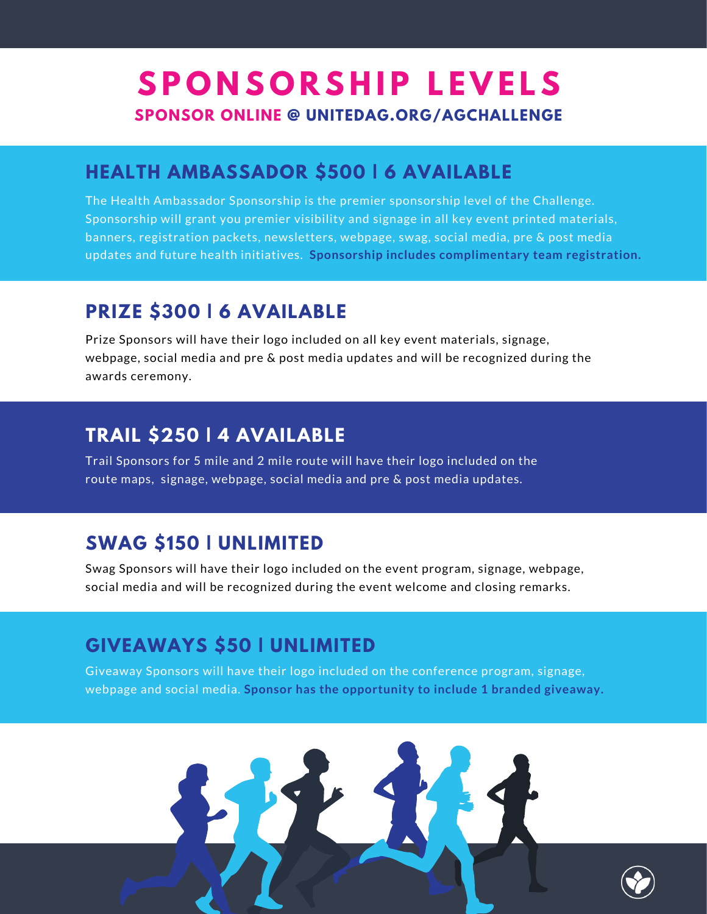# SPONSORSHIP LEVELS

**SPONSOR ONLINE @ UNITEDAG.ORG/AGCHALLENGE**

## HEALTH AMBASSADOR $500 | 6 AVAILABLE

The Health Ambassador Sponsorship is the premier sponsorship level of the Challenge. Sponsorship will grant you premier visibility and signage in all key event printed materials, banners, registration packets, newsletters, webpage, swag, social media, pre & post media updates and future health initiatives. **Sponsorship includes complimentary team registration.**

## PRIZE $300 | 6 AVAILABLE

Prize Sponsors will have their logo included on all key event materials, signage, webpage, social media and pre & post media updates and will be recognized during the awards ceremony.

## TRAIL $250 | 4 AVAILABLE

Trail Sponsors for 5 mile and 2 mile route will have their logo included on the route maps, signage, webpage, social media and pre & post media updates.

## SWAG $150 | UNLIMITED

Swag Sponsors will have their logo included on the event program, signage, webpage, social media and will be recognized during the event welcome and closing remarks.

## GIVEAWAYS $50 | UNLIMITED

Giveaway Sponsors will have their logo included on the conference program, signage, webpage and social media. **Sponsor has the opportunity to include 1 branded giveaway.**